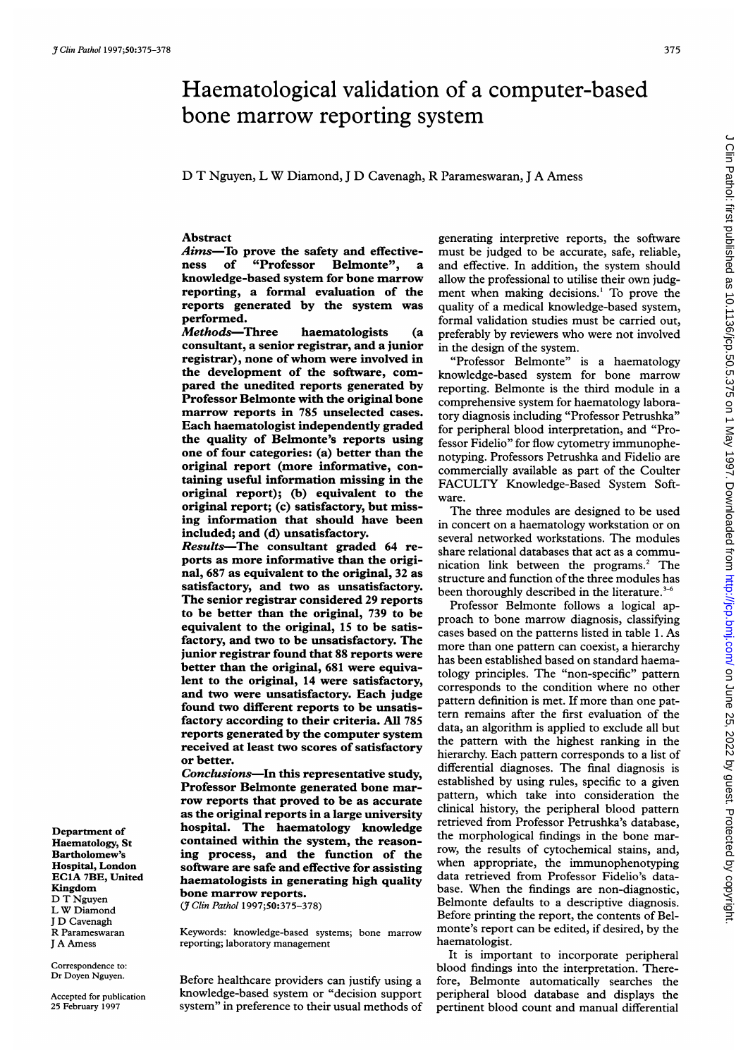# Haematological validation of a computer-based bone marrow reporting system

D T Nguyen, L W Diamond, J D Cavenagh, R Parameswaran, J A Amess

Department of Haematology, St Bartholomew's Hospital, London EC1A 7BE, United Kingdom
D T Nguyen
L W Diamond
J D Cavenagh
R Parameswaran
J A Amess

Correspondence to: Dr Doyen Nguyen.

Accepted for publication 25 February 1997

## Abstract

***Aims***—**To prove the safety and effectiveness of "Professor Belmonte", a knowledge-based system for bone marrow reporting, a formal evaluation of the reports generated by the system was performed.**

***Methods***—**Three haematologists (a consultant, a senior registrar, and a junior registrar), none of whom were involved in the development of the software, compared the unedited reports generated by Professor Belmonte with the original bone marrow reports in 785 unselected cases. Each haematologist independently graded the quality of Belmonte's reports using one of four categories: (a) better than the original report (more informative, containing useful information missing in the original report); (b) equivalent to the original report; (c) satisfactory, but missing information that should have been included; and (d) unsatisfactory.**

***Results***—**The consultant graded 64 reports as more informative than the original, 687 as equivalent to the original, 32 as satisfactory, and two as unsatisfactory. The senior registrar considered 29 reports to be better than the original, 739 to be equivalent to the original, 15 to be satisfactory, and two to be unsatisfactory. The junior registrar found that 88 reports were better than the original, 681 were equivalent to the original, 14 were satisfactory, and two were unsatisfactory. Each judge found two different reports to be unsatisfactory according to their criteria. All 785 reports generated by the computer system received at least two scores of satisfactory or better.**

***Conclusions***—**In this representative study, Professor Belmonte generated bone marrow reports that proved to be as accurate as the original reports in a large university hospital. The haematology knowledge contained within the system, the reasoning process, and the function of the software are safe and effective for assisting haematologists in generating high quality bone marrow reports.**

(*J Clin Pathol* 1997;50:375–378)

Keywords: knowledge-based systems; bone marrow reporting; laboratory management

Before healthcare providers can justify using a knowledge-based system or "decision support system" in preference to their usual methods of generating interpretive reports, the software must be judged to be accurate, safe, reliable, and effective. In addition, the system should allow the professional to utilise their own judgment when making decisions.[1] To prove the quality of a medical knowledge-based system, formal validation studies must be carried out, preferably by reviewers who were not involved in the design of the system.

"Professor Belmonte" is a haematology knowledge-based system for bone marrow reporting. Belmonte is the third module in a comprehensive system for haematology laboratory diagnosis including "Professor Petrushka" for peripheral blood interpretation, and "Professor Fidelio" for flow cytometry immunophenotyping. Professors Petrushka and Fidelio are commercially available as part of the Coulter FACULTY Knowledge-Based System Software.

The three modules are designed to be used in concert on a haematology workstation or on several networked workstations. The modules share relational databases that act as a communication link between the programs.[2] The structure and function of the three modules has been thoroughly described in the literature.[3–6]

Professor Belmonte follows a logical approach to bone marrow diagnosis, classifying cases based on the patterns listed in table 1. As more than one pattern can coexist, a hierarchy has been established based on standard haematology principles. The "non-specific" pattern corresponds to the condition where no other pattern definition is met. If more than one pattern remains after the first evaluation of the data, an algorithm is applied to exclude all but the pattern with the highest ranking in the hierarchy. Each pattern corresponds to a list of differential diagnoses. The final diagnosis is established by using rules, specific to a given pattern, which take into consideration the clinical history, the peripheral blood pattern retrieved from Professor Petrushka's database, the morphological findings in the bone marrow, the results of cytochemical stains, and, when appropriate, the immunophenotyping data retrieved from Professor Fidelio's database. When the findings are non-diagnostic, Belmonte defaults to a descriptive diagnosis. Before printing the report, the contents of Belmonte's report can be edited, if desired, by the haematologist.

It is important to incorporate peripheral blood findings into the interpretation. Therefore, Belmonte automatically searches the peripheral blood database and displays the pertinent blood count and manual differential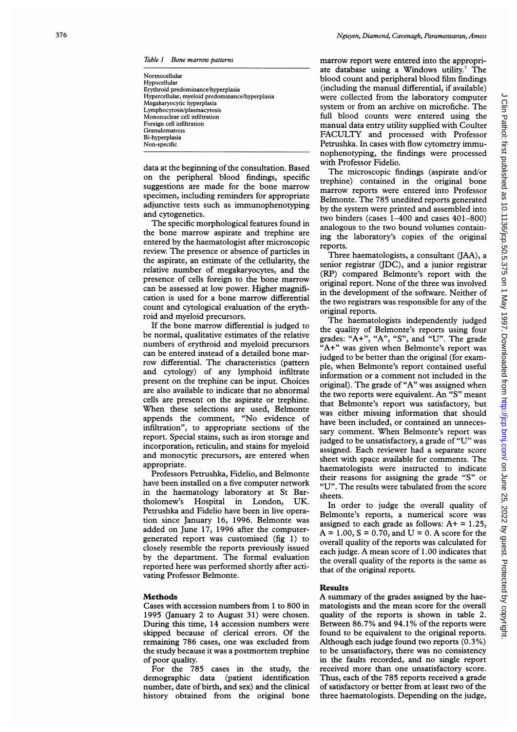*Table 1 Bone marrow patterns*

| |
|---|
| Normocellular |
| Hypocellular |
| Erythroid predominance/hyperplasia |
| Hypercellular, myeloid predominance/hyperplasia |
| Megakaryocytic hyperplasia |
| Lymphocytosis/plasmacytosis |
| Mononuclear cell infiltration |
| Foreign cell infiltration |
| Granulomatous |
| Bi-hyperplasia |
| Non-specific |

data at the beginning of the consultation. Based on the peripheral blood findings, specific suggestions are made for the bone marrow specimen, including reminders for appropriate adjunctive tests such as immunophenotyping and cytogenetics.

The specific morphological features found in the bone marrow aspirate and trephine are entered by the haematologist after microscopic review. The presence or absence of particles in the aspirate, an estimate of the cellularity, the relative number of megakaryocytes, and the presence of cells foreign to the bone marrow can be assessed at low power. Higher magnification is used for a bone marrow differential count and cytological evaluation of the erythroid and myeloid precursors.

If the bone marrow differential is judged to be normal, qualitative estimates of the relative numbers of erythroid and myeloid precursors can be entered instead of a detailed bone marrow differential. The characteristics (pattern and cytology) of any lymphoid infiltrate present on the trephine can be input. Choices are also available to indicate that no abnormal cells are present on the aspirate or trephine. When these selections are used, Belmonte appends the comment, "No evidence of infiltration", to appropriate sections of the report. Special stains, such as iron storage and incorporation, reticulin, and stains for myeloid and monocytic precursors, are entered when appropriate.

Professors Petrushka, Fidelio, and Belmonte have been installed on a five computer network in the haematology laboratory at St Bartholomew's Hospital in London, UK. Petrushka and Fidelio have been in live operation since January 16, 1996. Belmonte was added on June 17, 1996 after the computer-generated report was customised (fig 1) to closely resemble the reports previously issued by the department. The formal evaluation reported here was performed shortly after activating Professor Belmonte.

## Methods

Cases with accession numbers from 1 to 800 in 1995 (January 2 to August 31) were chosen. During this time, 14 accession numbers were skipped because of clerical errors. Of the remaining 786 cases, one was excluded from the study because it was a postmortem trephine of poor quality.

For the 785 cases in the study, the demographic data (patient identification number, date of birth, and sex) and the clinical history obtained from the original bone marrow report were entered into the appropriate database using a Windows utility.[7] The blood count and peripheral blood film findings (including the manual differential, if available) were collected from the laboratory computer system or from an archive on microfiche. The full blood counts were entered using the manual data entry utility supplied with Coulter FACULTY and processed with Professor Petrushka. In cases with flow cytometry immunophenotyping, the findings were processed with Professor Fidelio.

The microscopic findings (aspirate and/or trephine) contained in the original bone marrow reports were entered into Professor Belmonte. The 785 unedited reports generated by the system were printed and assembled into two binders (cases 1–400 and cases 401–800) analogous to the two bound volumes containing the laboratory's copies of the original reports.

Three haematologists, a consultant (JAA), a senior registrar (JDC), and a junior registrar (RP) compared Belmonte's report with the original report. None of the three was involved in the development of the software. Neither of the two registrars was responsible for any of the original reports.

The haematologists independently judged the quality of Belmonte's reports using four grades: "A+", "A", "S", and "U". The grade "A+" was given when Belmonte's report was judged to be better than the original (for example, when Belmonte's report contained useful information or a comment not included in the original). The grade of "A" was assigned when the two reports were equivalent. An "S" meant that Belmonte's report was satisfactory, but was either missing information that should have been included, or contained an unnecessary comment. When Belmonte's report was judged to be unsatisfactory, a grade of "U" was assigned. Each reviewer had a separate score sheet with space available for comments. The haematologists were instructed to indicate their reasons for assigning the grade "S" or "U". The results were tabulated from the score sheets.

In order to judge the overall quality of Belmonte's reports, a numerical score was assigned to each grade as follows: A+ = 1.25, A = 1.00, S = 0.70, and U = 0. A score for the overall quality of the reports was calculated for each judge. A mean score of 1.00 indicates that the overall quality of the reports is the same as that of the original reports.

## Results

A summary of the grades assigned by the haematologists and the mean score for the overall quality of the reports is shown in table 2. Between 86.7% and 94.1% of the reports were found to be equivalent to the original reports. Although each judge found two reports (0.3%) to be unsatisfactory, there was no consistency in the faults recorded, and no single report received more than one unsatisfactory score. Thus, each of the 785 reports received a grade of satisfactory or better from at least two of the three haematologists. Depending on the judge,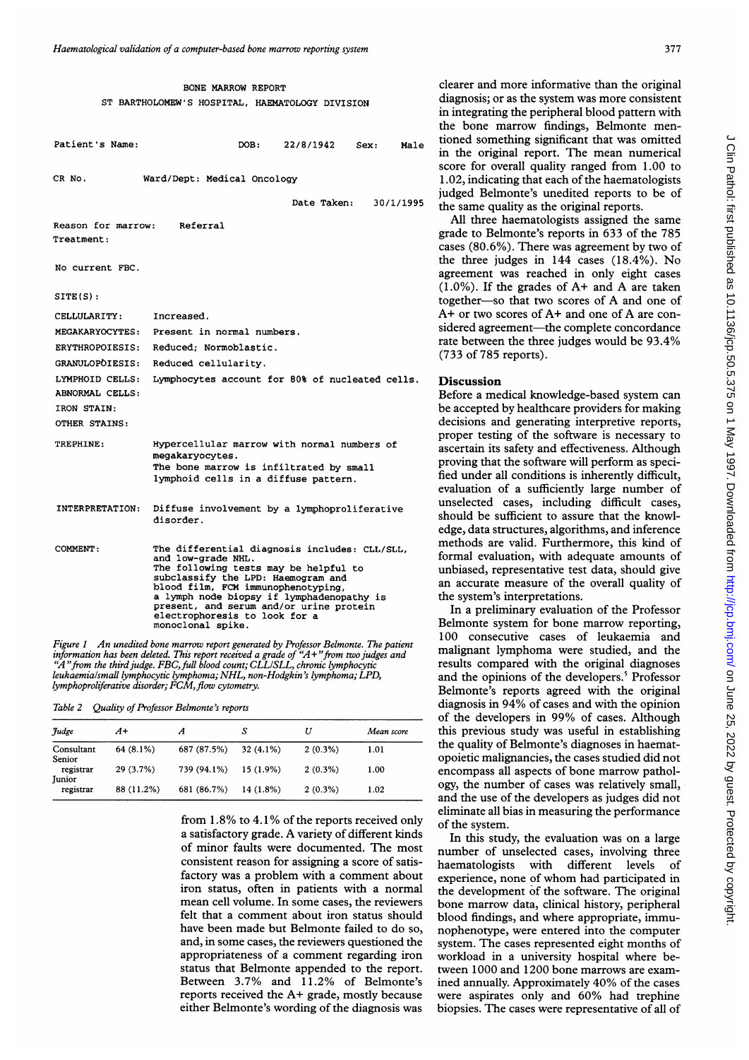```
BONE MARROW REPORT
ST BARTHOLOMEW'S HOSPITAL, HAEMATOLOGY DIVISION

Patient's Name:              DOB:    22/8/1942    Sex:    Male

CR No.          Ward/Dept: Medical Oncology

                                   Date Taken:    30/1/1995

Reason for marrow:    Referral
Treatment:

No current FBC.

SITE(S):

CELLULARITY:       Increased.
MEGAKARYOCYTES:    Present in normal numbers.
ERYTHROPOIESIS:    Reduced; Normoblastic.
GRANULOPOIESIS:    Reduced cellularity.
LYMPHOID CELLS:    Lymphocytes account for 80% of nucleated cells.
ABNORMAL CELLS:
IRON STAIN:
OTHER STAINS:

TREPHINE:          Hypercellular marrow with normal numbers of
                   megakaryocytes.
                   The bone marrow is infiltrated by small
                   lymphoid cells in a diffuse pattern.

INTERPRETATION:    Diffuse involvement by a lymphoproliferative
                   disorder.

COMMENT:           The differential diagnosis includes: CLL/SLL,
                   and low-grade NHL.
                   The following tests may be helpful to
                   subclassify the LPD: Haemogram and
                   blood film, FCM immunophenotyping,
                   a lymph node biopsy if lymphadenopathy is
                   present, and serum and/or urine protein
                   electrophoresis to look for a
                   monoclonal spike.
```

*Figure 1 An unedited bone marrow report generated by Professor Belmonte. The patient information has been deleted. This report received a grade of "A+" from two judges and "A" from the third judge. FBC, full blood count; CLL/SLL, chronic lymphocytic leukaemia/small lymphocytic lymphoma; NHL, non-Hodgkin's lymphoma; LPD, lymphoproliferative disorder; FCM, flow cytometry.*

*Table 2 Quality of Professor Belmonte's reports*

| Judge | A+ | A | S | U | Mean score |
|---|---|---|---|---|---|
| Consultant | 64 (8.1%) | 687 (87.5%) | 32 (4.1%) | 2 (0.3%) | 1.01 |
| Senior registrar | 29 (3.7%) | 739 (94.1%) | 15 (1.9%) | 2 (0.3%) | 1.00 |
| Junior registrar | 88 (11.2%) | 681 (86.7%) | 14 (1.8%) | 2 (0.3%) | 1.02 |

from 1.8% to 4.1% of the reports received only a satisfactory grade. A variety of different kinds of minor faults were documented. The most consistent reason for assigning a score of satisfactory was a problem with a comment about iron status, often in patients with a normal mean cell volume. In some cases, the reviewers felt that a comment about iron status should have been made but Belmonte failed to do so, and, in some cases, the reviewers questioned the appropriateness of a comment regarding iron status that Belmonte appended to the report. Between 3.7% and 11.2% of Belmonte's reports received the A+ grade, mostly because either Belmonte's wording of the diagnosis was clearer and more informative than the original diagnosis; or as the system was more consistent in integrating the peripheral blood pattern with the bone marrow findings, Belmonte mentioned something significant that was omitted in the original report. The mean numerical score for overall quality ranged from 1.00 to 1.02, indicating that each of the haematologists judged Belmonte's unedited reports to be of the same quality as the original reports.

All three haematologists assigned the same grade to Belmonte's reports in 633 of the 785 cases (80.6%). There was agreement by two of the three judges in 144 cases (18.4%). No agreement was reached in only eight cases (1.0%). If the grades of A+ and A are taken together—so that two scores of A and one of A+ or two scores of A+ and one of A are considered agreement—the complete concordance rate between the three judges would be 93.4% (733 of 785 reports).

## Discussion

Before a medical knowledge-based system can be accepted by healthcare providers for making decisions and generating interpretive reports, proper testing of the software is necessary to ascertain its safety and effectiveness. Although proving that the software will perform as specified under all conditions is inherently difficult, evaluation of a sufficiently large number of unselected cases, including difficult cases, should be sufficient to assure that the knowledge, data structures, algorithms, and inference methods are valid. Furthermore, this kind of formal evaluation, with adequate amounts of unbiased, representative test data, should give an accurate measure of the overall quality of the system's interpretations.

In a preliminary evaluation of the Professor Belmonte system for bone marrow reporting, 100 consecutive cases of leukaemia and malignant lymphoma were studied, and the results compared with the original diagnoses and the opinions of the developers.[5] Professor Belmonte's reports agreed with the original diagnosis in 94% of cases and with the opinion of the developers in 99% of cases. Although this previous study was useful in establishing the quality of Belmonte's diagnoses in haematopoietic malignancies, the cases studied did not encompass all aspects of bone marrow pathology, the number of cases was relatively small, and the use of the developers as judges did not eliminate all bias in measuring the performance of the system.

In this study, the evaluation was on a large number of unselected cases, involving three haematologists with different levels of experience, none of whom had participated in the development of the software. The original bone marrow data, clinical history, peripheral blood findings, and where appropriate, immunophenotype, were entered into the computer system. The cases represented eight months of workload in a university hospital where between 1000 and 1200 bone marrows are examined annually. Approximately 40% of the cases were aspirates only and 60% had trephine biopsies. The cases were representative of all of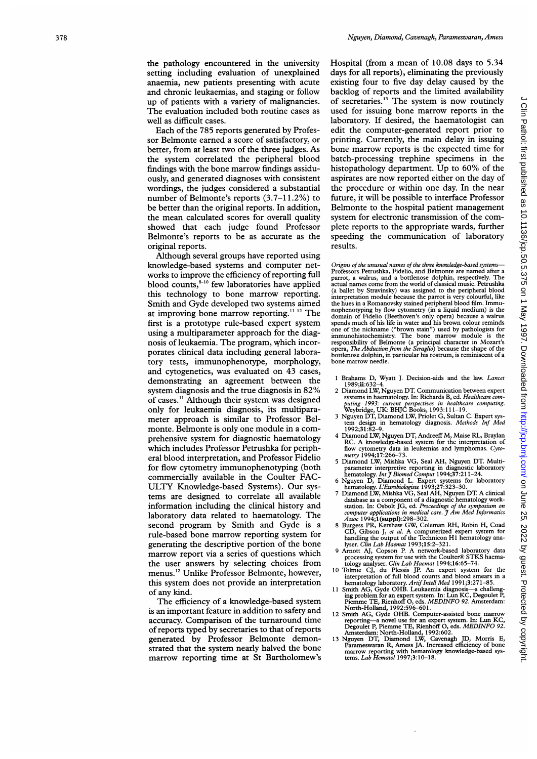the pathology encountered in the university setting including evaluation of unexplained anaemia, new patients presenting with acute and chronic leukaemias, and staging or follow up of patients with a variety of malignancies. The evaluation included both routine cases as well as difficult cases.

Each of the 785 reports generated by Professor Belmonte earned a score of satisfactory, or better, from at least two of the three judges. As the system correlated the peripheral blood findings with the bone marrow findings assiduously, and generated diagnoses with consistent wordings, the judges considered a substantial number of Belmonte's reports (3.7–11.2%) to be better than the original reports. In addition, the mean calculated scores for overall quality showed that each judge found Professor Belmonte's reports to be as accurate as the original reports.

Although several groups have reported using knowledge-based systems and computer networks to improve the efficiency of reporting full blood counts,[8–10] few laboratories have applied this technology to bone marrow reporting. Smith and Gyde developed two systems aimed at improving bone marrow reporting.[11 12] The first is a prototype rule-based expert system using a multiparameter approach for the diagnosis of leukaemia. The program, which incorporates clinical data including general laboratory tests, immunophenotype, morphology, and cytogenetics, was evaluated on 43 cases, demonstrating an agreement between the system diagnosis and the true diagnosis in 82% of cases.[11] Although their system was designed only for leukaemia diagnosis, its multiparameter approach is similar to Professor Belmonte. Belmonte is only one module in a comprehensive system for diagnostic haematology which includes Professor Petrushka for peripheral blood interpretation, and Professor Fidelio for flow cytometry immunophenotyping (both commercially available in the Coulter FACULTY Knowledge-based Systems). Our systems are designed to correlate all available information including the clinical history and laboratory data related to haematology. The second program by Smith and Gyde is a rule-based bone marrow reporting system for generating the descriptive portion of the bone marrow report via a series of questions which the user answers by selecting choices from menus.[12] Unlike Professor Belmonte, however, this system does not provide an interpretation of any kind.

The efficiency of a knowledge-based system is an important feature in addition to safety and accuracy. Comparison of the turnaround time of reports typed by secretaries to that of reports generated by Professor Belmonte demonstrated that the system nearly halved the bone marrow reporting time at St Bartholomew's Hospital (from a mean of 10.08 days to 5.34 days for all reports), eliminating the previously existing four to five day delay caused by the backlog of reports and the limited availability of secretaries.[13] The system is now routinely used for issuing bone marrow reports in the laboratory. If desired, the haematologist can edit the computer-generated report prior to printing. Currently, the main delay in issuing bone marrow reports is the expected time for batch-processing trephine specimens in the histopathology department. Up to 60% of the aspirates are now reported either on the day of the procedure or within one day. In the near future, it will be possible to interface Professor Belmonte to the hospital patient management system for electronic transmission of the complete reports to the appropriate wards, further speeding the communication of laboratory results.

*Origins of the unusual names of the three knowledge-based systems*— Professors Petrushka, Fidelio, and Belmonte are named after a parrot, a walrus, and a bottlenose dolphin, respectively. The actual names come from the world of classical music. Petrushka (a ballet by Stravinsky) was assigned to the peripheral blood interpretation module because the parrot is very colourful, like the hues in a Romanovsky stained peripheral blood film. Immunophenotyping by flow cytometry (in a liquid medium) is the domain of Fidelio (Beethoven's only opera) because a walrus spends much of his life in water and his brown colour reminds one of the nickname ("brown stain") used by pathologists for immunohistochemistry. The bone marrow module is the responsibility of Belmonte (a principal character in Mozart's opera, *The Abduction from the Seraglio*) because the shape of the bottlenose dolphin, in particular his rostrum, is reminiscent of a bone marrow needle.

1. Brahams D, Wyatt J. Decision-aids and the law. *Lancet* 1989;**ii**:632–4.
2. Diamond LW, Nguyen DT. Communication between expert systems in haematology. In: Richards B, ed. *Healthcare computing 1993: current perspectives in healthcare computing.* Weybridge, UK: BHJC Books, 1993:111–19.
3. Nguyen DT, Diamond LW, Priolet G, Sultan C. Expert system design in hematology diagnosis. *Methods Inf Med* 1992;**31**:82–9.
4. Diamond LW, Nguyen DT, Andreeff M, Maise RL, Braylan RC. A knowledge-based system for the interpretation of flow cytometry data in leukemias and lymphomas. *Cytometry* 1994;**17**:266–73.
5. Diamond LW, Mishka VG, Seal AH, Nguyen DT. Multiparameter interpretive reporting in diagnostic laboratory hematology. *Int J Biomed Comput* 1994;**37**:211–24.
6. Nguyen D, Diamond L. Expert systems for laboratory hematology. *L'Eurobiologiste* 1993;**27**:323–30.
7. Diamond LW, Mishka VG, Seal AH, Nguyen DT. A clinical database as a component of a diagnostic hematology workstation. In: Osbolt JG, ed. *Proceedings of the symposium on computer applications in medical care. J Am Med Informatics Assoc* 1994;**1(suppl)**:298–302.
8. Burgess PR, Kershaw GW, Coleman RH, Robin H, Coad CD, Gibson J, *et al*. A computerized expert system for handling the output of the Technicon H1 hematology analyser. *Clin Lab Haemat* 1993;**15**:2–321.
9. Arnott AJ, Copson P. A network-based laboratory data processing system for use with the Coulter® STKS haematology analyser. *Clin Lab Haemat* 1994;**16**:65–74.
10. Tolmie CJ, du Plessis JP. An expert system for the interpretation of full blood counts and blood smears in a hematology laboratory. *Artif Intell Med* 1991;**3**:271–85.
11. Smith AG, Gyde OHB. Leukaemia diagnosis—a challenging problem for an expert system. In: Lun KC, Degoulet P, Piemme TE, Rienhoff O, eds. *MEDINFO 92*. Amsterdam: North-Holland, 1992:596–601.
12. Smith AG, Gyde OHB. Computer-assisted bone marrow reporting—a novel use for an expert system. In: Lun KC, Degoulet P, Piemme TE, Rienhoff O, eds. *MEDINFO 92*. Amsterdam: North-Holland, 1992:602.
13. Nguyen DT, Diamond LW, Cavenagh JD, Morris E, Parameswaran R, Amess JA. Increased efficiency of bone marrow reporting with hematology knowledge-based systems. *Lab Hematol* 1997;**3**:10–18.